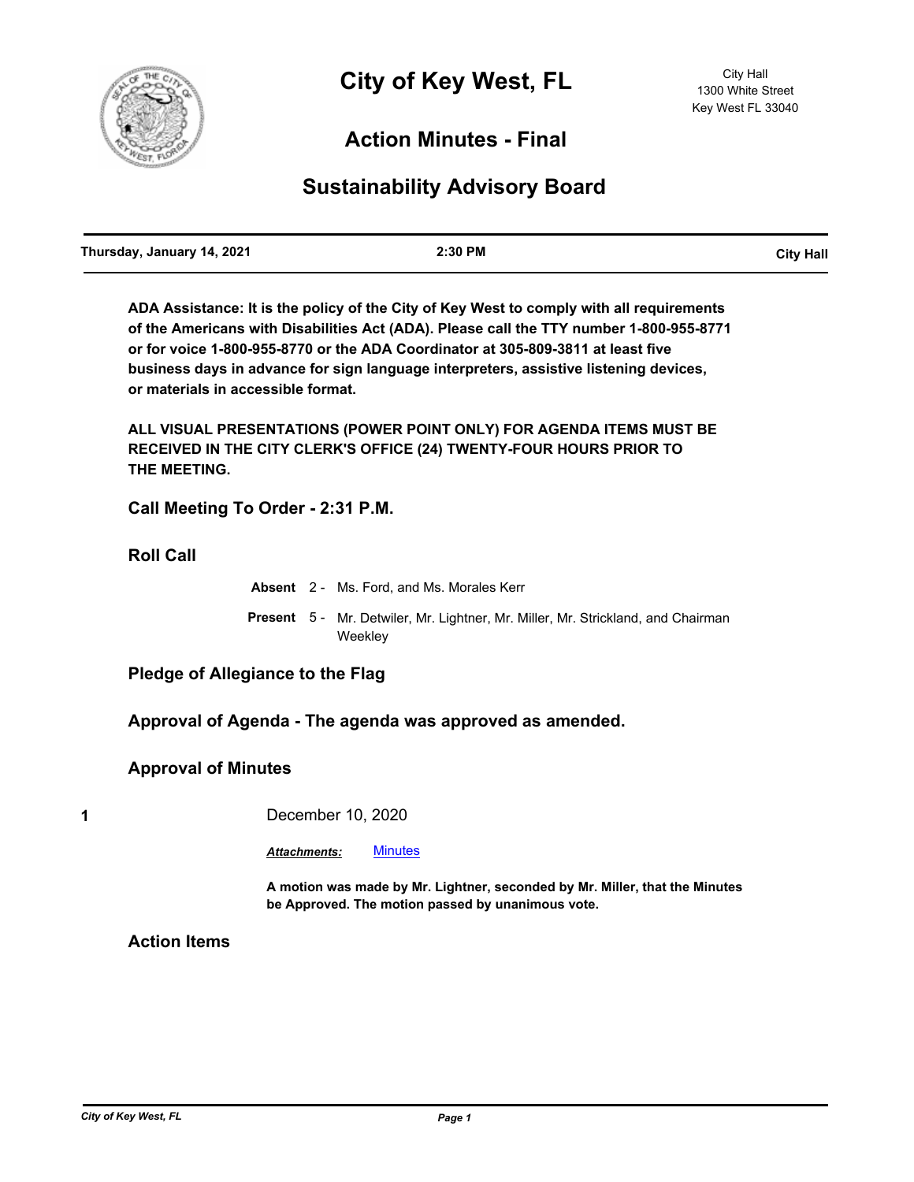# City of Key West, FL

City Hall
1300 White Street
Key West FL 33040

## Action Minutes - Final

## Sustainability Advisory Board

**Thursday, January 14, 2021** | **2:30 PM** | **City Hall**

**ADA Assistance: It is the policy of the City of Key West to comply with all requirements of the Americans with Disabilities Act (ADA). Please call the TTY number 1-800-955-8771 or for voice 1-800-955-8770 or the ADA Coordinator at 305-809-3811 at least five business days in advance for sign language interpreters, assistive listening devices, or materials in accessible format.**

**ALL VISUAL PRESENTATIONS (POWER POINT ONLY) FOR AGENDA ITEMS MUST BE RECEIVED IN THE CITY CLERK'S OFFICE (24) TWENTY-FOUR HOURS PRIOR TO THE MEETING.**

### Call Meeting To Order - 2:31 P.M.

### Roll Call

**Absent** 2 - Ms. Ford, and Ms. Morales Kerr

**Present** 5 - Mr. Detwiler, Mr. Lightner, Mr. Miller, Mr. Strickland, and Chairman Weekley

### Pledge of Allegiance to the Flag

### Approval of Agenda - The agenda was approved as amended.

### Approval of Minutes

**1** December 10, 2020

*Attachments:* Minutes

**A motion was made by Mr. Lightner, seconded by Mr. Miller, that the Minutes be Approved. The motion passed by unanimous vote.**

### Action Items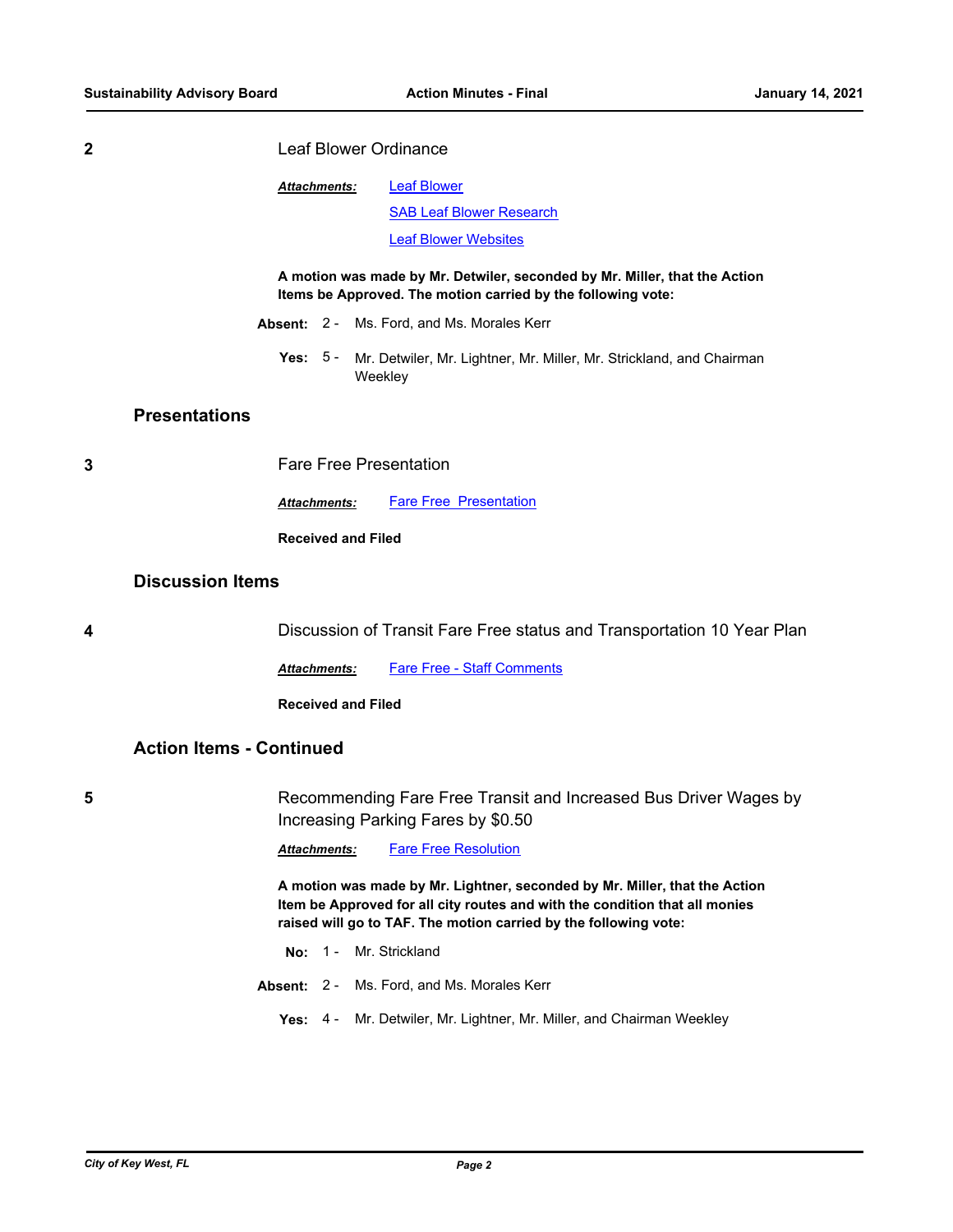**2** Leaf Blower Ordinance

***Attachments:*** Leaf Blower
SAB Leaf Blower Research
Leaf Blower Websites

**A motion was made by Mr. Detwiler, seconded by Mr. Miller, that the Action Items be Approved. The motion carried by the following vote:**

**Absent:** 2 - Ms. Ford, and Ms. Morales Kerr

**Yes:** 5 - Mr. Detwiler, Mr. Lightner, Mr. Miller, Mr. Strickland, and Chairman Weekley

## Presentations

**3** Fare Free Presentation

***Attachments:*** Fare Free Presentation

**Received and Filed**

## Discussion Items

**4** Discussion of Transit Fare Free status and Transportation 10 Year Plan

***Attachments:*** Fare Free - Staff Comments

**Received and Filed**

## Action Items - Continued

**5** Recommending Fare Free Transit and Increased Bus Driver Wages by Increasing Parking Fares by $0.50

***Attachments:*** Fare Free Resolution

**A motion was made by Mr. Lightner, seconded by Mr. Miller, that the Action Item be Approved for all city routes and with the condition that all monies raised will go to TAF. The motion carried by the following vote:**

**No:** 1 - Mr. Strickland

**Absent:** 2 - Ms. Ford, and Ms. Morales Kerr

**Yes:** 4 - Mr. Detwiler, Mr. Lightner, Mr. Miller, and Chairman Weekley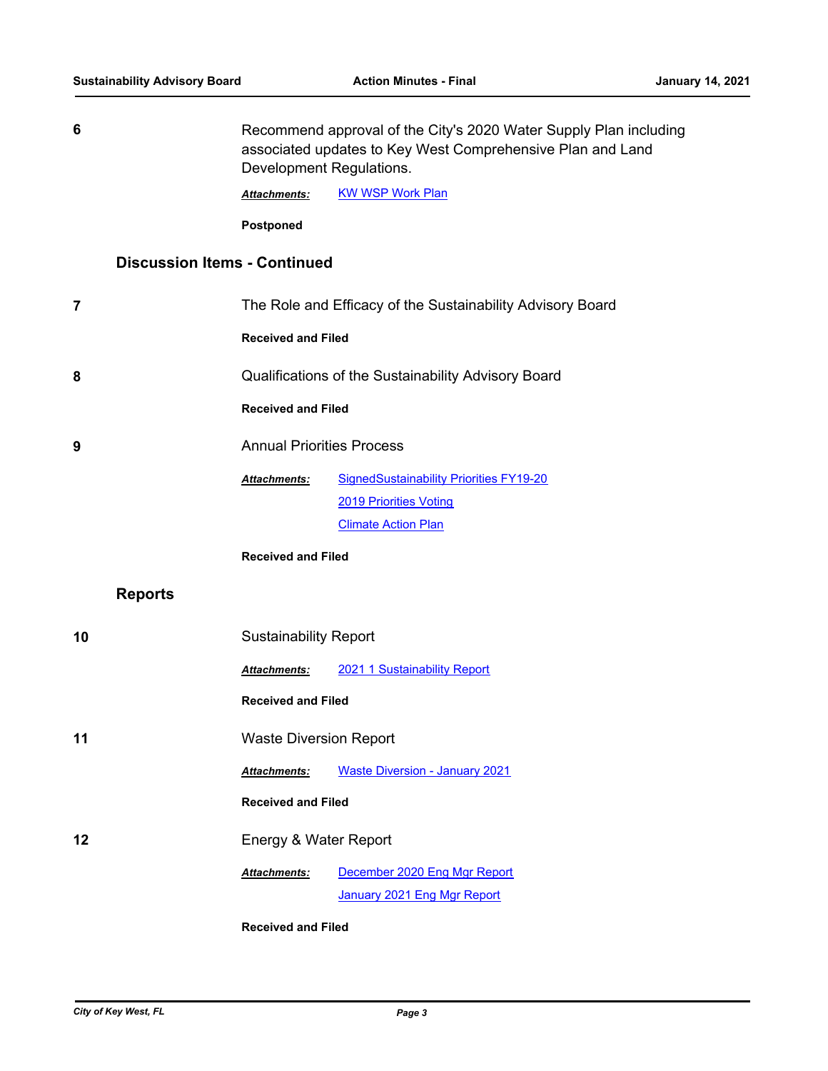**6** Recommend approval of the City's 2020 Water Supply Plan including associated updates to Key West Comprehensive Plan and Land Development Regulations.

***Attachments:*** KW WSP Work Plan

**Postponed**

## Discussion Items - Continued

**7** The Role and Efficacy of the Sustainability Advisory Board

**Received and Filed**

**8** Qualifications of the Sustainability Advisory Board

**Received and Filed**

**9** Annual Priorities Process

***Attachments:*** SignedSustainability Priorities FY19-20
2019 Priorities Voting
Climate Action Plan

**Received and Filed**

## Reports

**10** Sustainability Report

***Attachments:*** 2021 1 Sustainability Report

**Received and Filed**

**11** Waste Diversion Report

***Attachments:*** Waste Diversion - January 2021

**Received and Filed**

**12** Energy & Water Report

***Attachments:*** December 2020 Eng Mgr Report
January 2021 Eng Mgr Report

**Received and Filed**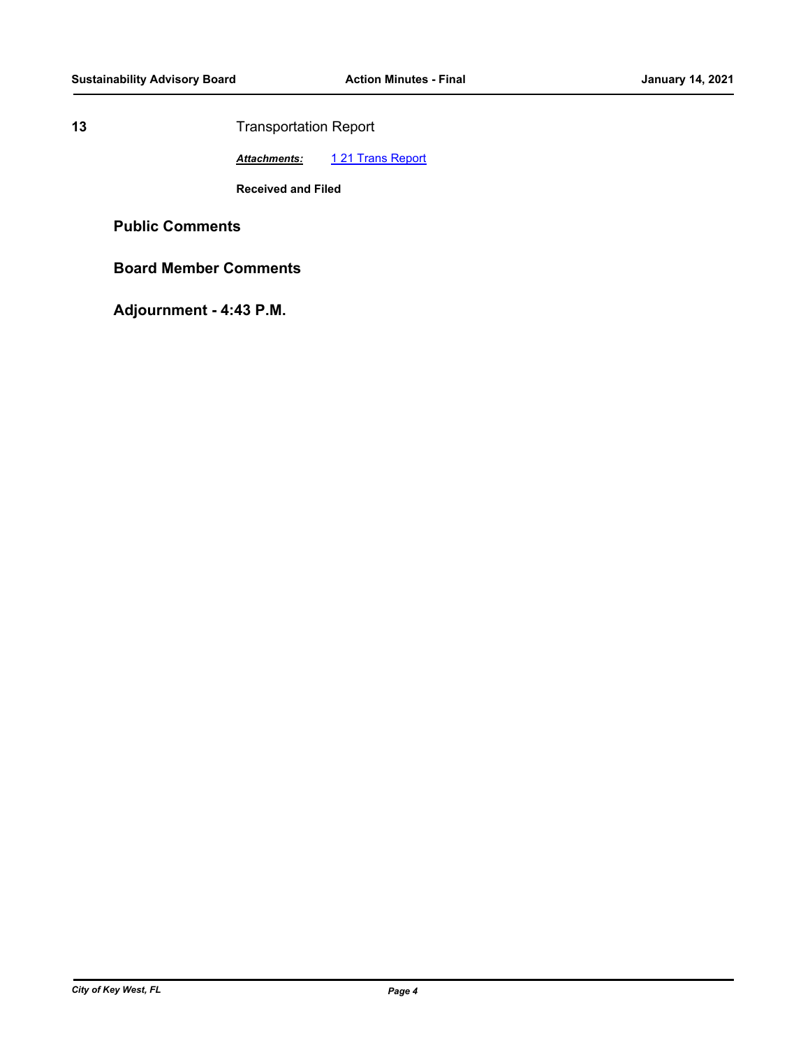**13** Transportation Report

***Attachments:*** [1 21 Trans Report]

**Received and Filed**

## Public Comments

## Board Member Comments

## Adjournment - 4:43 P.M.